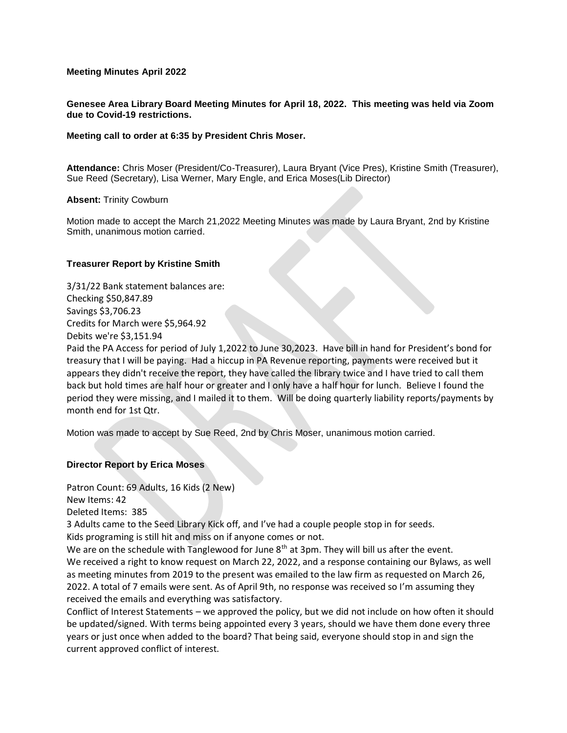**Meeting Minutes April 2022**

**Genesee Area Library Board Meeting Minutes for April 18, 2022. This meeting was held via Zoom due to Covid-19 restrictions.**

**Meeting call to order at 6:35 by President Chris Moser.**

**Attendance:** Chris Moser (President/Co-Treasurer), Laura Bryant (Vice Pres), Kristine Smith (Treasurer), Sue Reed (Secretary), Lisa Werner, Mary Engle, and Erica Moses(Lib Director)

**Absent:** Trinity Cowburn

Motion made to accept the March 21,2022 Meeting Minutes was made by Laura Bryant, 2nd by Kristine Smith, unanimous motion carried.

**Treasurer Report by Kristine Smith**

3/31/22 Bank statement balances are:
Checking $50,847.89
Savings $3,706.23
Credits for March were $5,964.92
Debits we're $3,151.94
Paid the PA Access for period of July 1,2022 to June 30,2023. Have bill in hand for President's bond for treasury that I will be paying. Had a hiccup in PA Revenue reporting, payments were received but it appears they didn't receive the report, they have called the library twice and I have tried to call them back but hold times are half hour or greater and I only have a half hour for lunch. Believe I found the period they were missing, and I mailed it to them. Will be doing quarterly liability reports/payments by month end for 1st Qtr.

Motion was made to accept by Sue Reed, 2nd by Chris Moser, unanimous motion carried.

**Director Report by Erica Moses**

Patron Count: 69 Adults, 16 Kids (2 New)
New Items: 42
Deleted Items: 385
3 Adults came to the Seed Library Kick off, and I've had a couple people stop in for seeds.
Kids programing is still hit and miss on if anyone comes or not.
We are on the schedule with Tanglewood for June 8th at 3pm. They will bill us after the event.
We received a right to know request on March 22, 2022, and a response containing our Bylaws, as well as meeting minutes from 2019 to the present was emailed to the law firm as requested on March 26, 2022. A total of 7 emails were sent. As of April 9th, no response was received so I'm assuming they received the emails and everything was satisfactory.
Conflict of Interest Statements – we approved the policy, but we did not include on how often it should be updated/signed. With terms being appointed every 3 years, should we have them done every three years or just once when added to the board? That being said, everyone should stop in and sign the current approved conflict of interest.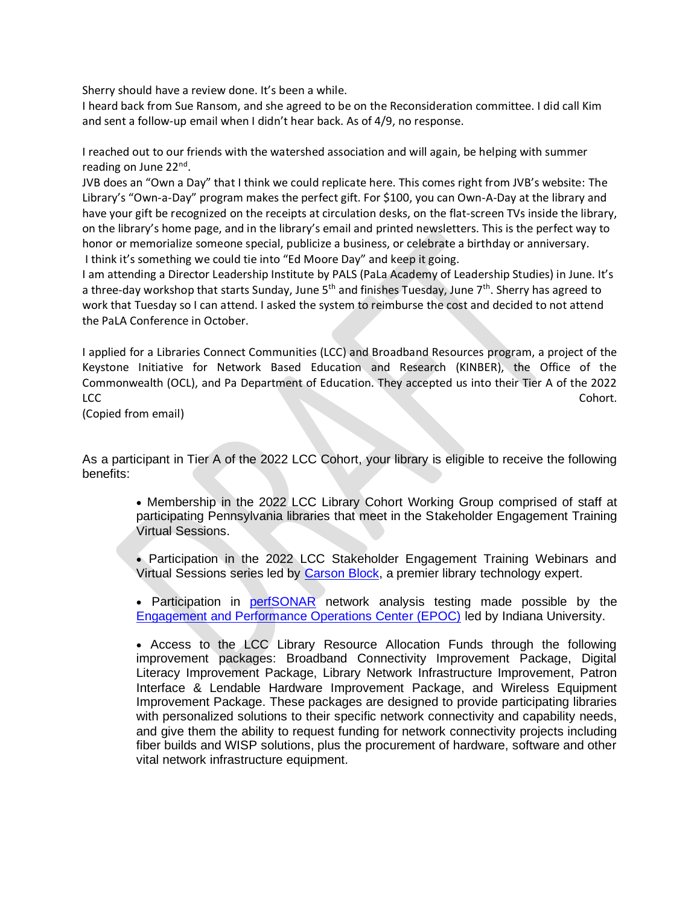Sherry should have a review done. It's been a while.
I heard back from Sue Ransom, and she agreed to be on the Reconsideration committee. I did call Kim and sent a follow-up email when I didn't hear back. As of 4/9, no response.

I reached out to our friends with the watershed association and will again, be helping with summer reading on June 22nd.
JVB does an "Own a Day" that I think we could replicate here. This comes right from JVB's website: The Library's "Own-a-Day" program makes the perfect gift. For $100, you can Own-A-Day at the library and have your gift be recognized on the receipts at circulation desks, on the flat-screen TVs inside the library, on the library's home page, and in the library's email and printed newsletters. This is the perfect way to honor or memorialize someone special, publicize a business, or celebrate a birthday or anniversary.
I think it's something we could tie into "Ed Moore Day" and keep it going.
I am attending a Director Leadership Institute by PALS (PaLa Academy of Leadership Studies) in June. It's a three-day workshop that starts Sunday, June 5th and finishes Tuesday, June 7th. Sherry has agreed to work that Tuesday so I can attend. I asked the system to reimburse the cost and decided to not attend the PaLA Conference in October.

I applied for a Libraries Connect Communities (LCC) and Broadband Resources program, a project of the Keystone Initiative for Network Based Education and Research (KINBER), the Office of the Commonwealth (OCL), and Pa Department of Education. They accepted us into their Tier A of the 2022 LCC Cohort.
(Copied from email)

As a participant in Tier A of the 2022 LCC Cohort, your library is eligible to receive the following benefits:

- Membership in the 2022 LCC Library Cohort Working Group comprised of staff at participating Pennsylvania libraries that meet in the Stakeholder Engagement Training Virtual Sessions.

- Participation in the 2022 LCC Stakeholder Engagement Training Webinars and Virtual Sessions series led by Carson Block, a premier library technology expert.

- Participation in perfSONAR network analysis testing made possible by the Engagement and Performance Operations Center (EPOC) led by Indiana University.

- Access to the LCC Library Resource Allocation Funds through the following improvement packages: Broadband Connectivity Improvement Package, Digital Literacy Improvement Package, Library Network Infrastructure Improvement, Patron Interface & Lendable Hardware Improvement Package, and Wireless Equipment Improvement Package. These packages are designed to provide participating libraries with personalized solutions to their specific network connectivity and capability needs, and give them the ability to request funding for network connectivity projects including fiber builds and WISP solutions, plus the procurement of hardware, software and other vital network infrastructure equipment.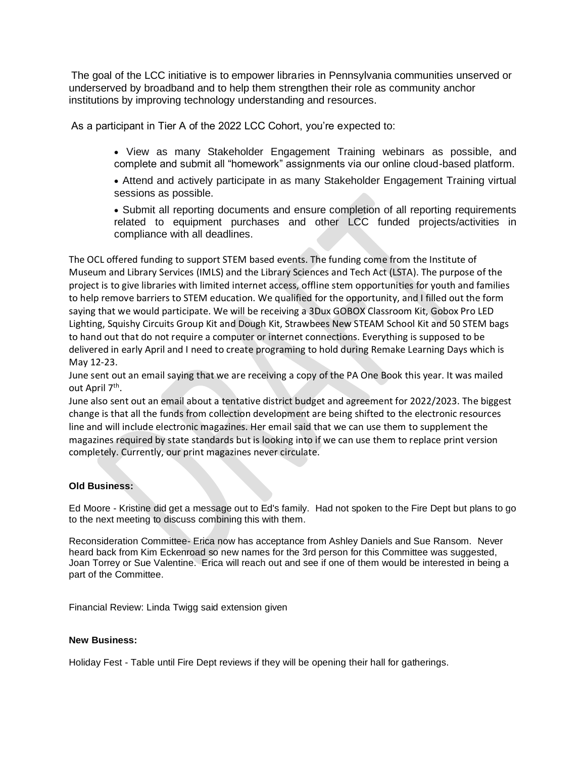The goal of the LCC initiative is to empower libraries in Pennsylvania communities unserved or underserved by broadband and to help them strengthen their role as community anchor institutions by improving technology understanding and resources.

As a participant in Tier A of the 2022 LCC Cohort, you're expected to:

- View as many Stakeholder Engagement Training webinars as possible, and complete and submit all "homework" assignments via our online cloud-based platform.
- Attend and actively participate in as many Stakeholder Engagement Training virtual sessions as possible.
- Submit all reporting documents and ensure completion of all reporting requirements related to equipment purchases and other LCC funded projects/activities in compliance with all deadlines.

The OCL offered funding to support STEM based events. The funding come from the Institute of Museum and Library Services (IMLS) and the Library Sciences and Tech Act (LSTA). The purpose of the project is to give libraries with limited internet access, offline stem opportunities for youth and families to help remove barriers to STEM education. We qualified for the opportunity, and I filled out the form saying that we would participate. We will be receiving a 3Dux GOBOX Classroom Kit, Gobox Pro LED Lighting, Squishy Circuits Group Kit and Dough Kit, Strawbees New STEAM School Kit and 50 STEM bags to hand out that do not require a computer or internet connections. Everything is supposed to be delivered in early April and I need to create programing to hold during Remake Learning Days which is May 12-23.

June sent out an email saying that we are receiving a copy of the PA One Book this year. It was mailed out April 7th.

June also sent out an email about a tentative district budget and agreement for 2022/2023. The biggest change is that all the funds from collection development are being shifted to the electronic resources line and will include electronic magazines. Her email said that we can use them to supplement the magazines required by state standards but is looking into if we can use them to replace print version completely. Currently, our print magazines never circulate.

**Old Business:**

Ed Moore - Kristine did get a message out to Ed's family. Had not spoken to the Fire Dept but plans to go to the next meeting to discuss combining this with them.

Reconsideration Committee- Erica now has acceptance from Ashley Daniels and Sue Ransom. Never heard back from Kim Eckenroad so new names for the 3rd person for this Committee was suggested, Joan Torrey or Sue Valentine. Erica will reach out and see if one of them would be interested in being a part of the Committee.

Financial Review: Linda Twigg said extension given

**New Business:**

Holiday Fest - Table until Fire Dept reviews if they will be opening their hall for gatherings.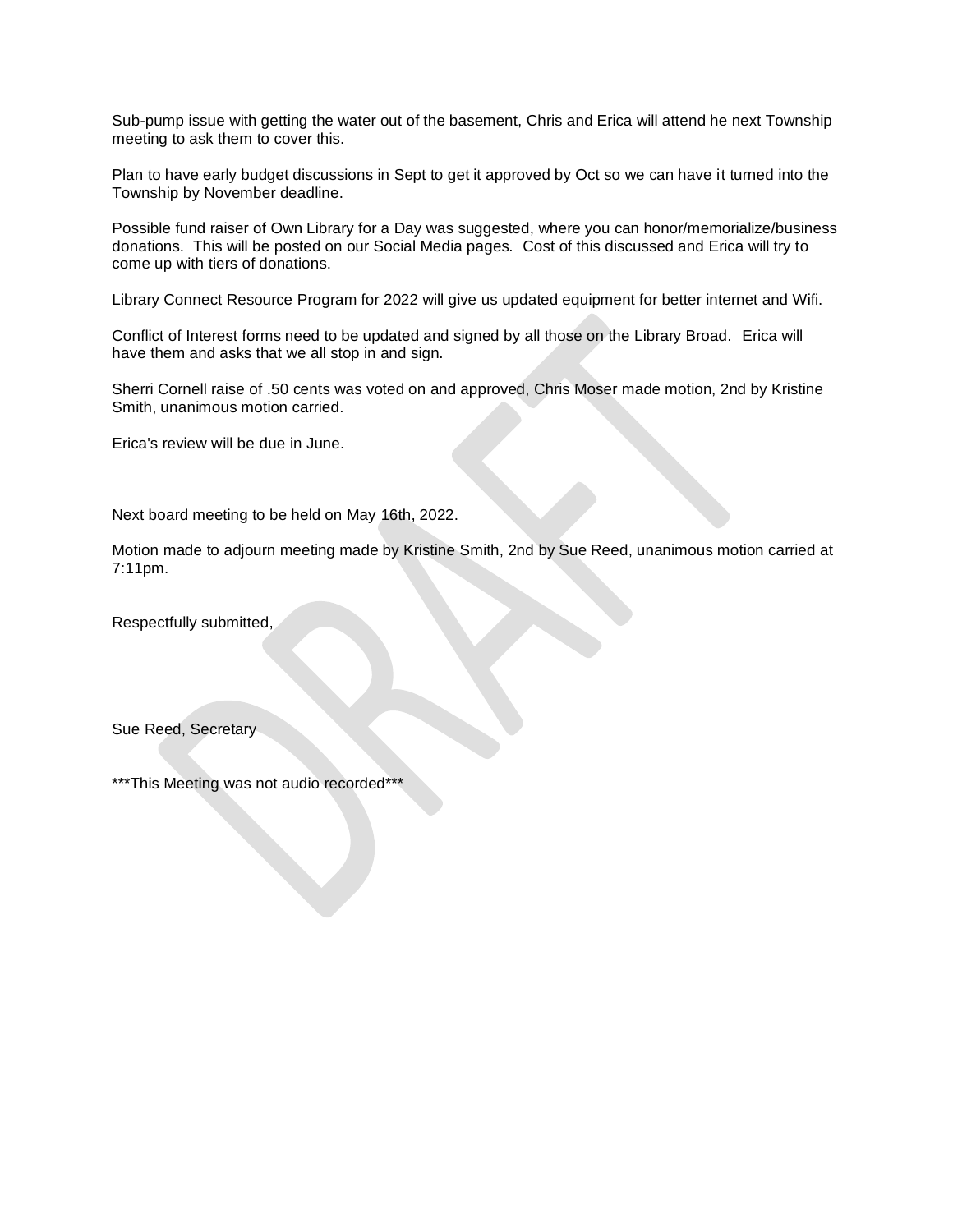Sub-pump issue with getting the water out of the basement, Chris and Erica will attend he next Township meeting to ask them to cover this.

Plan to have early budget discussions in Sept to get it approved by Oct so we can have it turned into the Township by November deadline.

Possible fund raiser of Own Library for a Day was suggested, where you can honor/memorialize/business donations. This will be posted on our Social Media pages. Cost of this discussed and Erica will try to come up with tiers of donations.

Library Connect Resource Program for 2022 will give us updated equipment for better internet and Wifi.

Conflict of Interest forms need to be updated and signed by all those on the Library Broad. Erica will have them and asks that we all stop in and sign.

Sherri Cornell raise of .50 cents was voted on and approved, Chris Moser made motion, 2nd by Kristine Smith, unanimous motion carried.

Erica's review will be due in June.

Next board meeting to be held on May 16th, 2022.

Motion made to adjourn meeting made by Kristine Smith, 2nd by Sue Reed, unanimous motion carried at 7:11pm.

Respectfully submitted,

Sue Reed, Secretary

***This Meeting was not audio recorded***